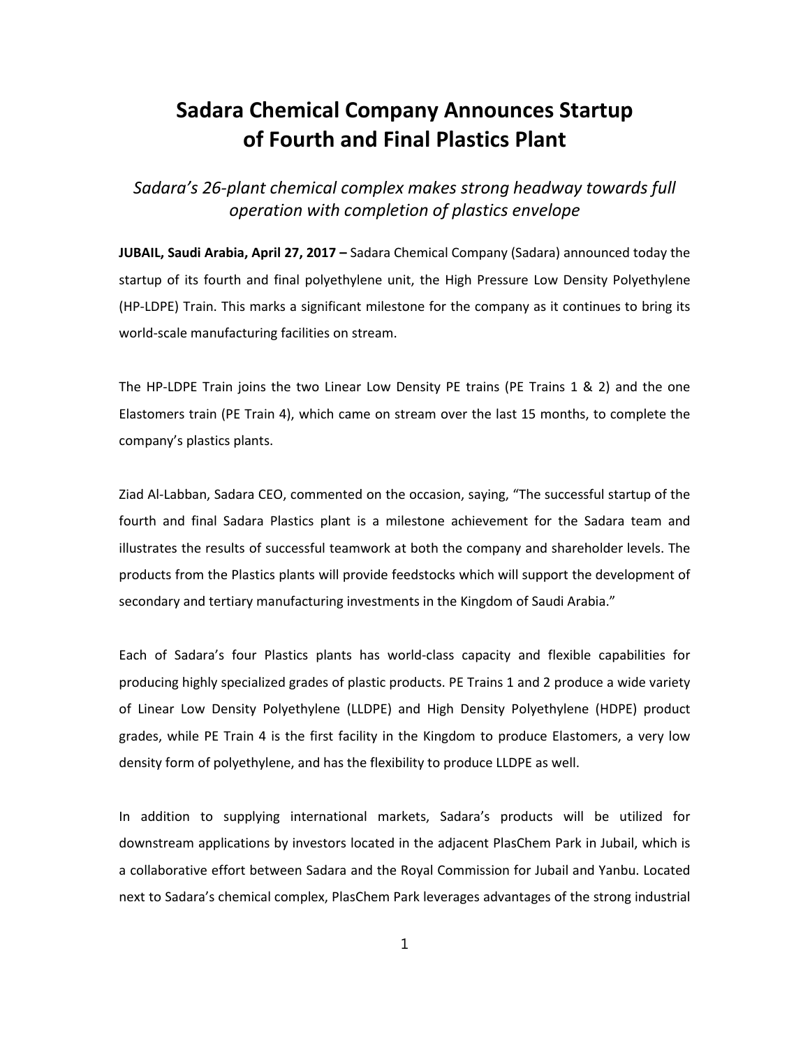# Sadara Chemical Company Announces Startup of Fourth and Final Plastics Plant

*Sadara's 26-plant chemical complex makes strong headway towards full operation with completion of plastics envelope*

**JUBAIL, Saudi Arabia, April 27, 2017 –** Sadara Chemical Company (Sadara) announced today the startup of its fourth and final polyethylene unit, the High Pressure Low Density Polyethylene (HP-LDPE) Train. This marks a significant milestone for the company as it continues to bring its world-scale manufacturing facilities on stream.

The HP-LDPE Train joins the two Linear Low Density PE trains (PE Trains 1 & 2) and the one Elastomers train (PE Train 4), which came on stream over the last 15 months, to complete the company's plastics plants.

Ziad Al-Labban, Sadara CEO, commented on the occasion, saying, "The successful startup of the fourth and final Sadara Plastics plant is a milestone achievement for the Sadara team and illustrates the results of successful teamwork at both the company and shareholder levels. The products from the Plastics plants will provide feedstocks which will support the development of secondary and tertiary manufacturing investments in the Kingdom of Saudi Arabia."

Each of Sadara's four Plastics plants has world-class capacity and flexible capabilities for producing highly specialized grades of plastic products. PE Trains 1 and 2 produce a wide variety of Linear Low Density Polyethylene (LLDPE) and High Density Polyethylene (HDPE) product grades, while PE Train 4 is the first facility in the Kingdom to produce Elastomers, a very low density form of polyethylene, and has the flexibility to produce LLDPE as well.

In addition to supplying international markets, Sadara's products will be utilized for downstream applications by investors located in the adjacent PlasChem Park in Jubail, which is a collaborative effort between Sadara and the Royal Commission for Jubail and Yanbu. Located next to Sadara's chemical complex, PlasChem Park leverages advantages of the strong industrial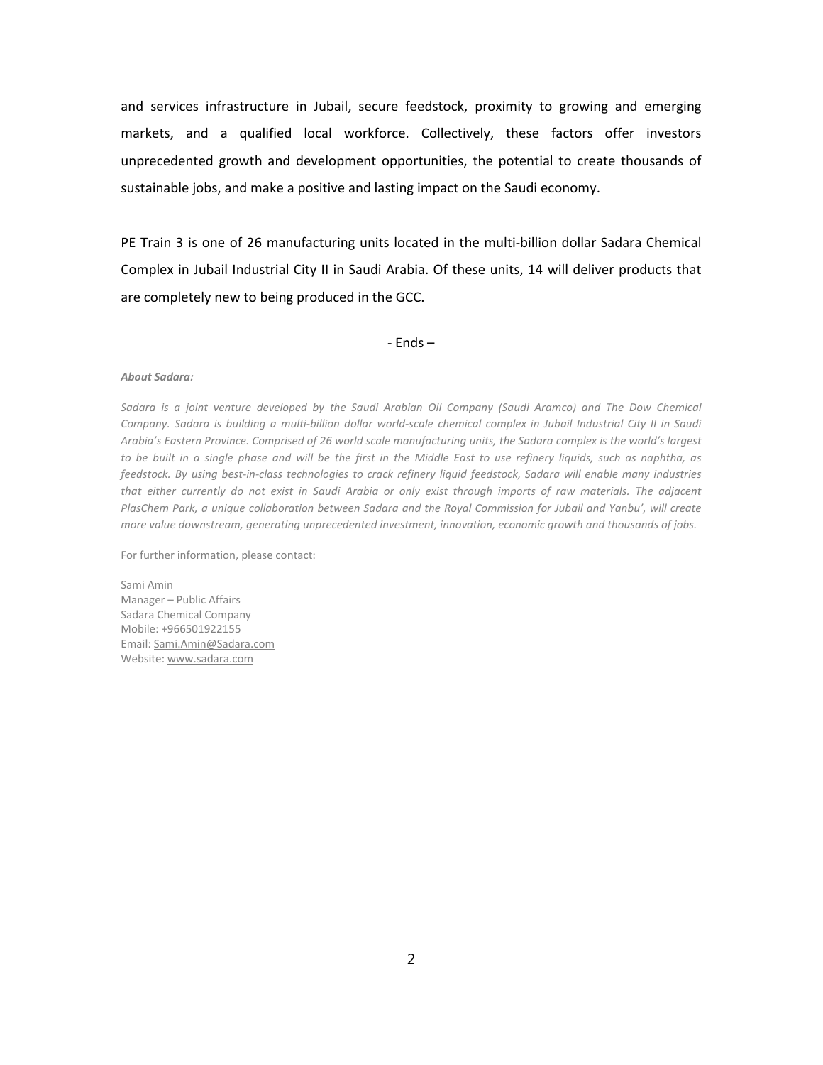and services infrastructure in Jubail, secure feedstock, proximity to growing and emerging markets, and a qualified local workforce. Collectively, these factors offer investors unprecedented growth and development opportunities, the potential to create thousands of sustainable jobs, and make a positive and lasting impact on the Saudi economy.

PE Train 3 is one of 26 manufacturing units located in the multi-billion dollar Sadara Chemical Complex in Jubail Industrial City II in Saudi Arabia. Of these units, 14 will deliver products that are completely new to being produced in the GCC.

- Ends –

***About Sadara:***

*Sadara is a joint venture developed by the Saudi Arabian Oil Company (Saudi Aramco) and The Dow Chemical Company. Sadara is building a multi-billion dollar world-scale chemical complex in Jubail Industrial City II in Saudi Arabia's Eastern Province. Comprised of 26 world scale manufacturing units, the Sadara complex is the world's largest to be built in a single phase and will be the first in the Middle East to use refinery liquids, such as naphtha, as feedstock. By using best-in-class technologies to crack refinery liquid feedstock, Sadara will enable many industries that either currently do not exist in Saudi Arabia or only exist through imports of raw materials. The adjacent PlasChem Park, a unique collaboration between Sadara and the Royal Commission for Jubail and Yanbu', will create more value downstream, generating unprecedented investment, innovation, economic growth and thousands of jobs.*

For further information, please contact:

Sami Amin
Manager – Public Affairs
Sadara Chemical Company
Mobile: +966501922155
Email: Sami.Amin@Sadara.com
Website: www.sadara.com